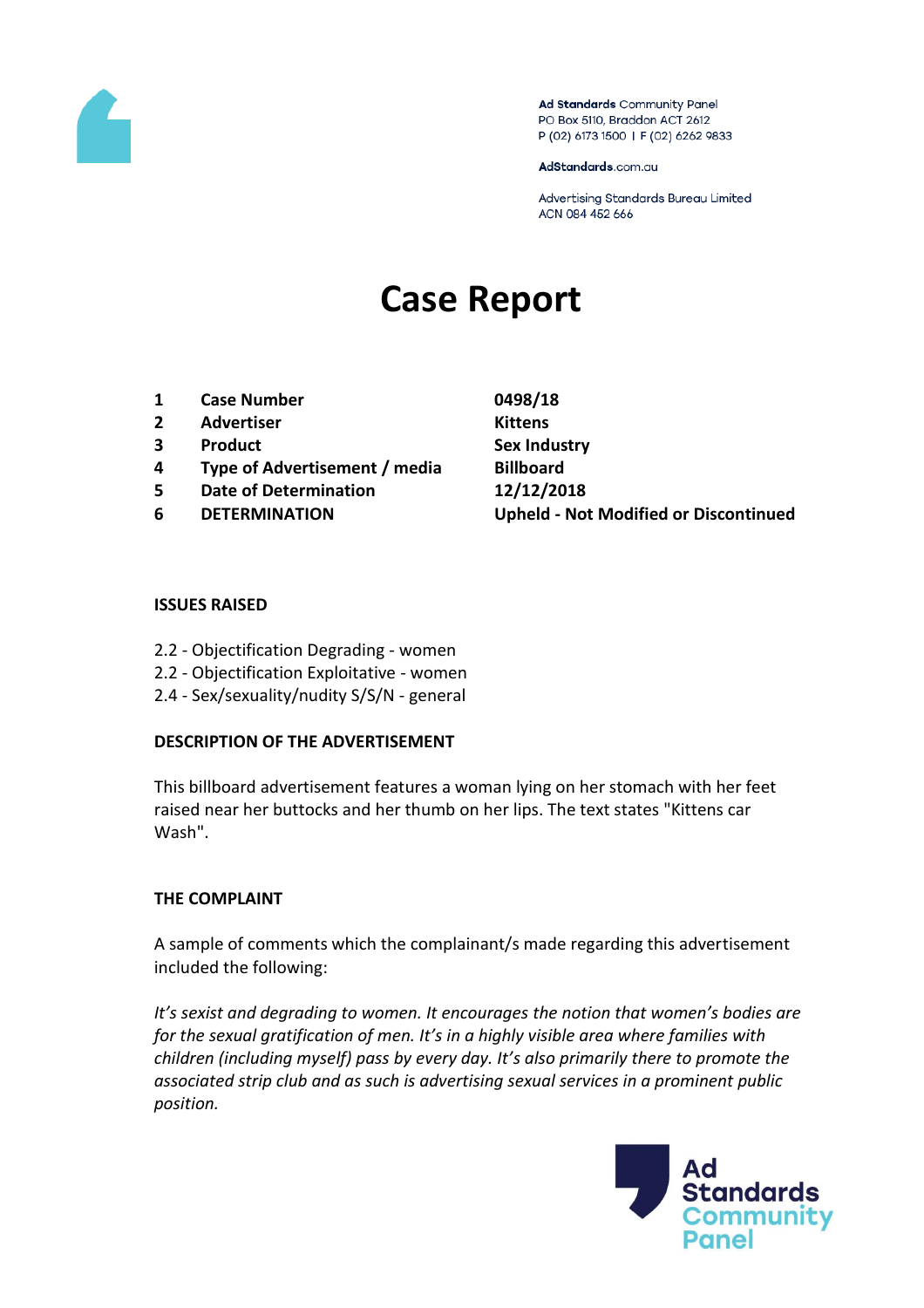Ad Standards Community Panel
PO Box 5110, Braddon ACT 2612
P (02) 6173 1500 | F (02) 6262 9833

AdStandards.com.au

Advertising Standards Bureau Limited
ACN 084 452 666

# Case Report

| | | |
|---|---|---|
| 1 | **Case Number** | **0498/18** |
| 2 | **Advertiser** | **Kittens** |
| 3 | **Product** | **Sex Industry** |
| 4 | **Type of Advertisement / media** | **Billboard** |
| 5 | **Date of Determination** | **12/12/2018** |
| 6 | **DETERMINATION** | **Upheld - Not Modified or Discontinued** |

**ISSUES RAISED**

2.2 - Objectification Degrading - women
2.2 - Objectification Exploitative - women
2.4 - Sex/sexuality/nudity S/S/N - general

**DESCRIPTION OF THE ADVERTISEMENT**

This billboard advertisement features a woman lying on her stomach with her feet raised near her buttocks and her thumb on her lips. The text states "Kittens car Wash".

**THE COMPLAINT**

A sample of comments which the complainant/s made regarding this advertisement included the following:

*It's sexist and degrading to women. It encourages the notion that women's bodies are for the sexual gratification of men. It's in a highly visible area where families with children (including myself) pass by every day. It's also primarily there to promote the associated strip club and as such is advertising sexual services in a prominent public position.*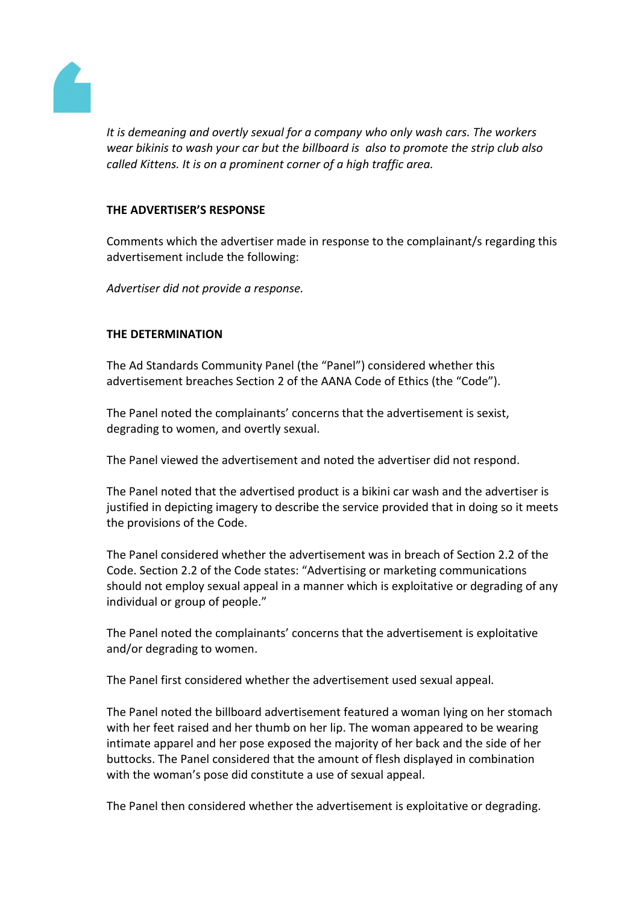*It is demeaning and overtly sexual for a company who only wash cars. The workers wear bikinis to wash your car but the billboard is also to promote the strip club also called Kittens. It is on a prominent corner of a high traffic area.*

**THE ADVERTISER'S RESPONSE**

Comments which the advertiser made in response to the complainant/s regarding this advertisement include the following:

*Advertiser did not provide a response.*

**THE DETERMINATION**

The Ad Standards Community Panel (the "Panel") considered whether this advertisement breaches Section 2 of the AANA Code of Ethics (the "Code").

The Panel noted the complainants' concerns that the advertisement is sexist, degrading to women, and overtly sexual.

The Panel viewed the advertisement and noted the advertiser did not respond.

The Panel noted that the advertised product is a bikini car wash and the advertiser is justified in depicting imagery to describe the service provided that in doing so it meets the provisions of the Code.

The Panel considered whether the advertisement was in breach of Section 2.2 of the Code. Section 2.2 of the Code states: "Advertising or marketing communications should not employ sexual appeal in a manner which is exploitative or degrading of any individual or group of people."

The Panel noted the complainants' concerns that the advertisement is exploitative and/or degrading to women.

The Panel first considered whether the advertisement used sexual appeal.

The Panel noted the billboard advertisement featured a woman lying on her stomach with her feet raised and her thumb on her lip. The woman appeared to be wearing intimate apparel and her pose exposed the majority of her back and the side of her buttocks. The Panel considered that the amount of flesh displayed in combination with the woman's pose did constitute a use of sexual appeal.

The Panel then considered whether the advertisement is exploitative or degrading.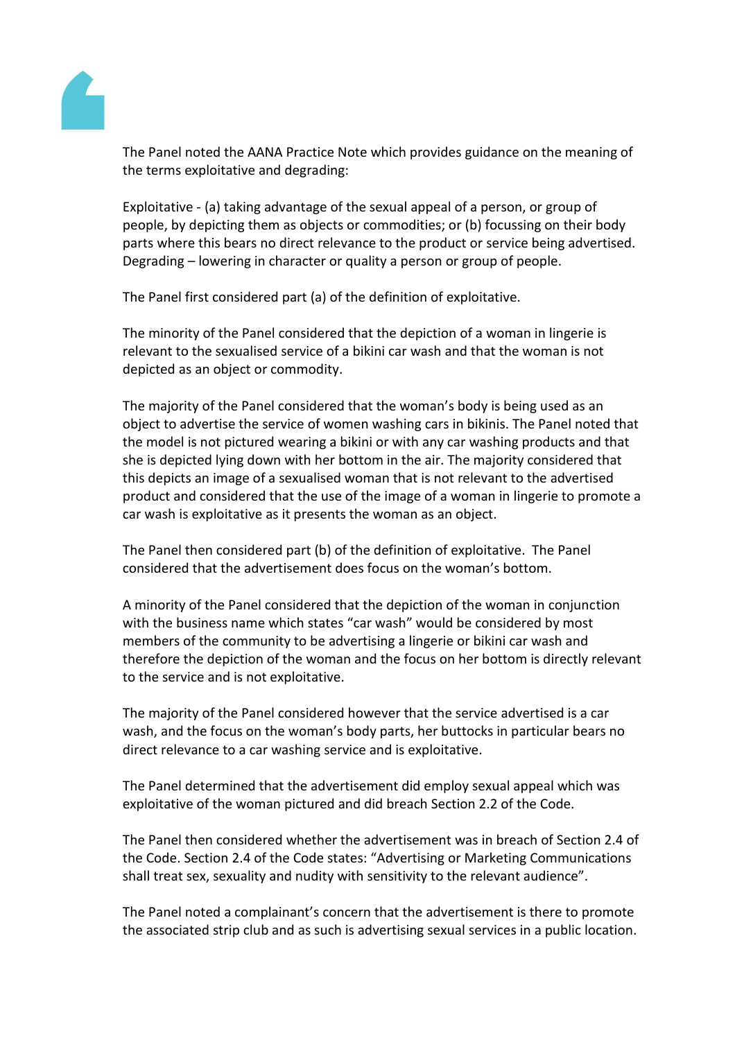The Panel noted the AANA Practice Note which provides guidance on the meaning of the terms exploitative and degrading:

Exploitative - (a) taking advantage of the sexual appeal of a person, or group of people, by depicting them as objects or commodities; or (b) focussing on their body parts where this bears no direct relevance to the product or service being advertised.
Degrading – lowering in character or quality a person or group of people.

The Panel first considered part (a) of the definition of exploitative.

The minority of the Panel considered that the depiction of a woman in lingerie is relevant to the sexualised service of a bikini car wash and that the woman is not depicted as an object or commodity.

The majority of the Panel considered that the woman's body is being used as an object to advertise the service of women washing cars in bikinis. The Panel noted that the model is not pictured wearing a bikini or with any car washing products and that she is depicted lying down with her bottom in the air. The majority considered that this depicts an image of a sexualised woman that is not relevant to the advertised product and considered that the use of the image of a woman in lingerie to promote a car wash is exploitative as it presents the woman as an object.

The Panel then considered part (b) of the definition of exploitative. The Panel considered that the advertisement does focus on the woman's bottom.

A minority of the Panel considered that the depiction of the woman in conjunction with the business name which states "car wash" would be considered by most members of the community to be advertising a lingerie or bikini car wash and therefore the depiction of the woman and the focus on her bottom is directly relevant to the service and is not exploitative.

The majority of the Panel considered however that the service advertised is a car wash, and the focus on the woman's body parts, her buttocks in particular bears no direct relevance to a car washing service and is exploitative.

The Panel determined that the advertisement did employ sexual appeal which was exploitative of the woman pictured and did breach Section 2.2 of the Code.

The Panel then considered whether the advertisement was in breach of Section 2.4 of the Code. Section 2.4 of the Code states: "Advertising or Marketing Communications shall treat sex, sexuality and nudity with sensitivity to the relevant audience".

The Panel noted a complainant's concern that the advertisement is there to promote the associated strip club and as such is advertising sexual services in a public location.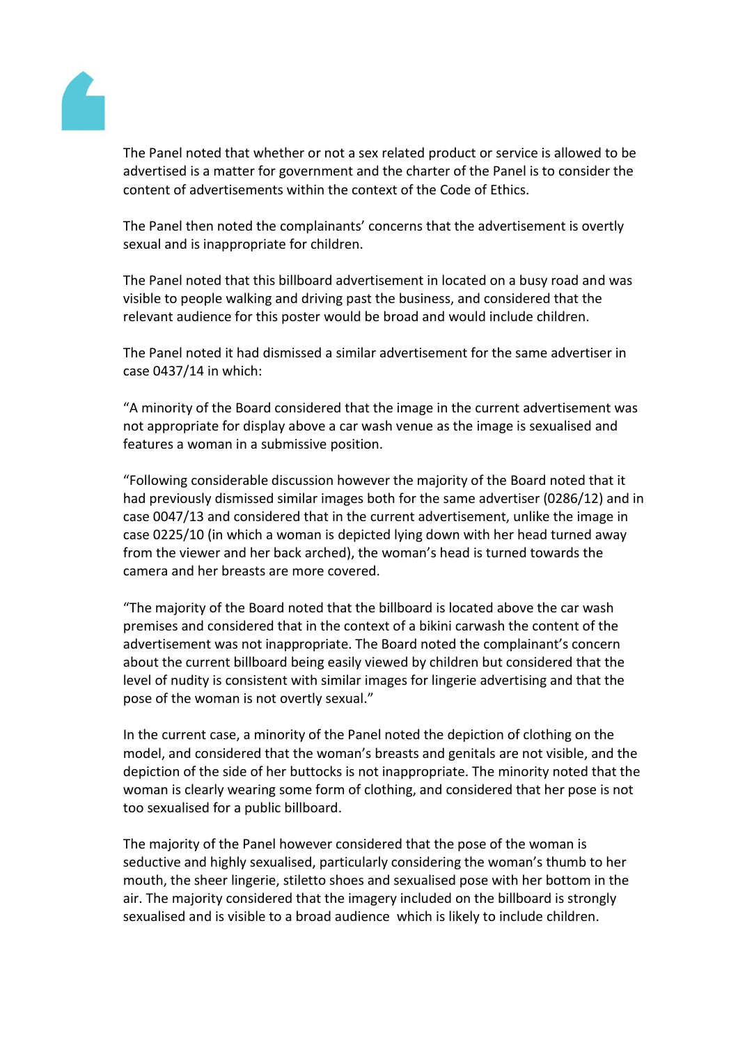The Panel noted that whether or not a sex related product or service is allowed to be advertised is a matter for government and the charter of the Panel is to consider the content of advertisements within the context of the Code of Ethics.

The Panel then noted the complainants' concerns that the advertisement is overtly sexual and is inappropriate for children.

The Panel noted that this billboard advertisement in located on a busy road and was visible to people walking and driving past the business, and considered that the relevant audience for this poster would be broad and would include children.

The Panel noted it had dismissed a similar advertisement for the same advertiser in case 0437/14 in which:

"A minority of the Board considered that the image in the current advertisement was not appropriate for display above a car wash venue as the image is sexualised and features a woman in a submissive position.

"Following considerable discussion however the majority of the Board noted that it had previously dismissed similar images both for the same advertiser (0286/12) and in case 0047/13 and considered that in the current advertisement, unlike the image in case 0225/10 (in which a woman is depicted lying down with her head turned away from the viewer and her back arched), the woman's head is turned towards the camera and her breasts are more covered.

"The majority of the Board noted that the billboard is located above the car wash premises and considered that in the context of a bikini carwash the content of the advertisement was not inappropriate. The Board noted the complainant's concern about the current billboard being easily viewed by children but considered that the level of nudity is consistent with similar images for lingerie advertising and that the pose of the woman is not overtly sexual."

In the current case, a minority of the Panel noted the depiction of clothing on the model, and considered that the woman's breasts and genitals are not visible, and the depiction of the side of her buttocks is not inappropriate. The minority noted that the woman is clearly wearing some form of clothing, and considered that her pose is not too sexualised for a public billboard.

The majority of the Panel however considered that the pose of the woman is seductive and highly sexualised, particularly considering the woman's thumb to her mouth, the sheer lingerie, stiletto shoes and sexualised pose with her bottom in the air. The majority considered that the imagery included on the billboard is strongly sexualised and is visible to a broad audience which is likely to include children.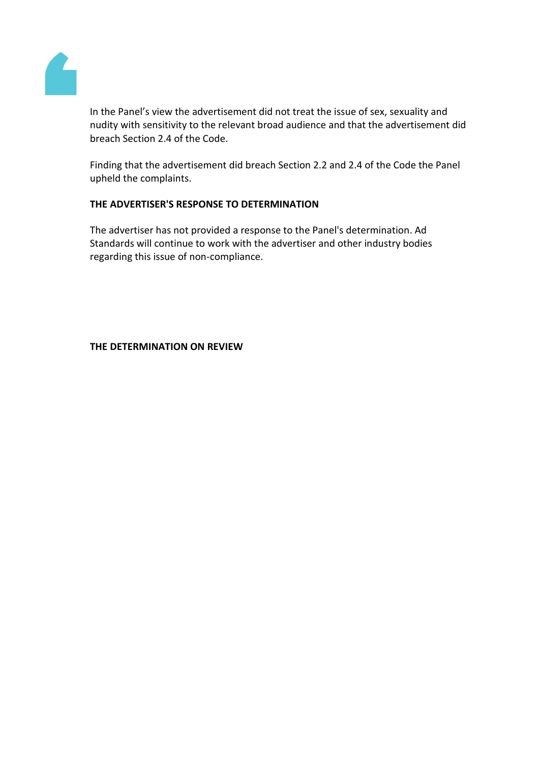In the Panel's view the advertisement did not treat the issue of sex, sexuality and nudity with sensitivity to the relevant broad audience and that the advertisement did breach Section 2.4 of the Code.

Finding that the advertisement did breach Section 2.2 and 2.4 of the Code the Panel upheld the complaints.

**THE ADVERTISER'S RESPONSE TO DETERMINATION**

The advertiser has not provided a response to the Panel's determination. Ad Standards will continue to work with the advertiser and other industry bodies regarding this issue of non-compliance.

**THE DETERMINATION ON REVIEW**